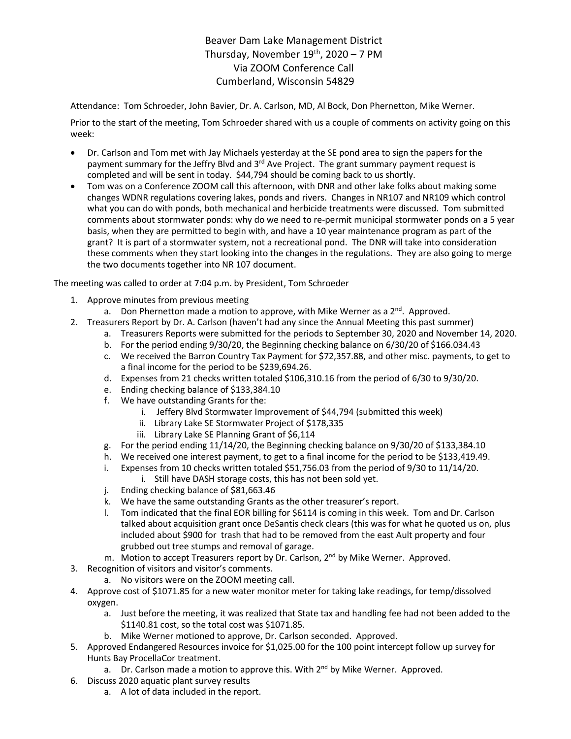Beaver Dam Lake Management District
Thursday, November 19th, 2020 – 7 PM
Via ZOOM Conference Call
Cumberland, Wisconsin 54829

Attendance: Tom Schroeder, John Bavier, Dr. A. Carlson, MD, Al Bock, Don Phernetton, Mike Werner.

Prior to the start of the meeting, Tom Schroeder shared with us a couple of comments on activity going on this week:

- Dr. Carlson and Tom met with Jay Michaels yesterday at the SE pond area to sign the papers for the payment summary for the Jeffry Blvd and 3rd Ave Project. The grant summary payment request is completed and will be sent in today. $44,794 should be coming back to us shortly.
- Tom was on a Conference ZOOM call this afternoon, with DNR and other lake folks about making some changes WDNR regulations covering lakes, ponds and rivers. Changes in NR107 and NR109 which control what you can do with ponds, both mechanical and herbicide treatments were discussed. Tom submitted comments about stormwater ponds: why do we need to re-permit municipal stormwater ponds on a 5 year basis, when they are permitted to begin with, and have a 10 year maintenance program as part of the grant? It is part of a stormwater system, not a recreational pond. The DNR will take into consideration these comments when they start looking into the changes in the regulations. They are also going to merge the two documents together into NR 107 document.

The meeting was called to order at 7:04 p.m. by President, Tom Schroeder

1. Approve minutes from previous meeting
   a. Don Phernetton made a motion to approve, with Mike Werner as a 2nd. Approved.
2. Treasurers Report by Dr. A. Carlson (haven't had any since the Annual Meeting this past summer)
   a. Treasurers Reports were submitted for the periods to September 30, 2020 and November 14, 2020.
   b. For the period ending 9/30/20, the Beginning checking balance on 6/30/20 of $166.034.43
   c. We received the Barron Country Tax Payment for $72,357.88, and other misc. payments, to get to a final income for the period to be $239,694.26.
   d. Expenses from 21 checks written totaled $106,310.16 from the period of 6/30 to 9/30/20.
   e. Ending checking balance of $133,384.10
   f. We have outstanding Grants for the:
      i. Jeffery Blvd Stormwater Improvement of $44,794 (submitted this week)
      ii. Library Lake SE Stormwater Project of $178,335
      iii. Library Lake SE Planning Grant of $6,114
   g. For the period ending 11/14/20, the Beginning checking balance on 9/30/20 of $133,384.10
   h. We received one interest payment, to get to a final income for the period to be $133,419.49.
   i. Expenses from 10 checks written totaled $51,756.03 from the period of 9/30 to 11/14/20.
      i. Still have DASH storage costs, this has not been sold yet.
   j. Ending checking balance of $81,663.46
   k. We have the same outstanding Grants as the other treasurer's report.
   l. Tom indicated that the final EOR billing for $6114 is coming in this week. Tom and Dr. Carlson talked about acquisition grant once DeSantis check clears (this was for what he quoted us on, plus included about $900 for trash that had to be removed from the east Ault property and four grubbed out tree stumps and removal of garage.
   m. Motion to accept Treasurers report by Dr. Carlson, 2nd by Mike Werner. Approved.
3. Recognition of visitors and visitor's comments.
   a. No visitors were on the ZOOM meeting call.
4. Approve cost of $1071.85 for a new water monitor meter for taking lake readings, for temp/dissolved oxygen.
   a. Just before the meeting, it was realized that State tax and handling fee had not been added to the $1140.81 cost, so the total cost was $1071.85.
   b. Mike Werner motioned to approve, Dr. Carlson seconded. Approved.
5. Approved Endangered Resources invoice for $1,025.00 for the 100 point intercept follow up survey for Hunts Bay ProcellaCor treatment.
   a. Dr. Carlson made a motion to approve this. With 2nd by Mike Werner. Approved.
6. Discuss 2020 aquatic plant survey results
   a. A lot of data included in the report.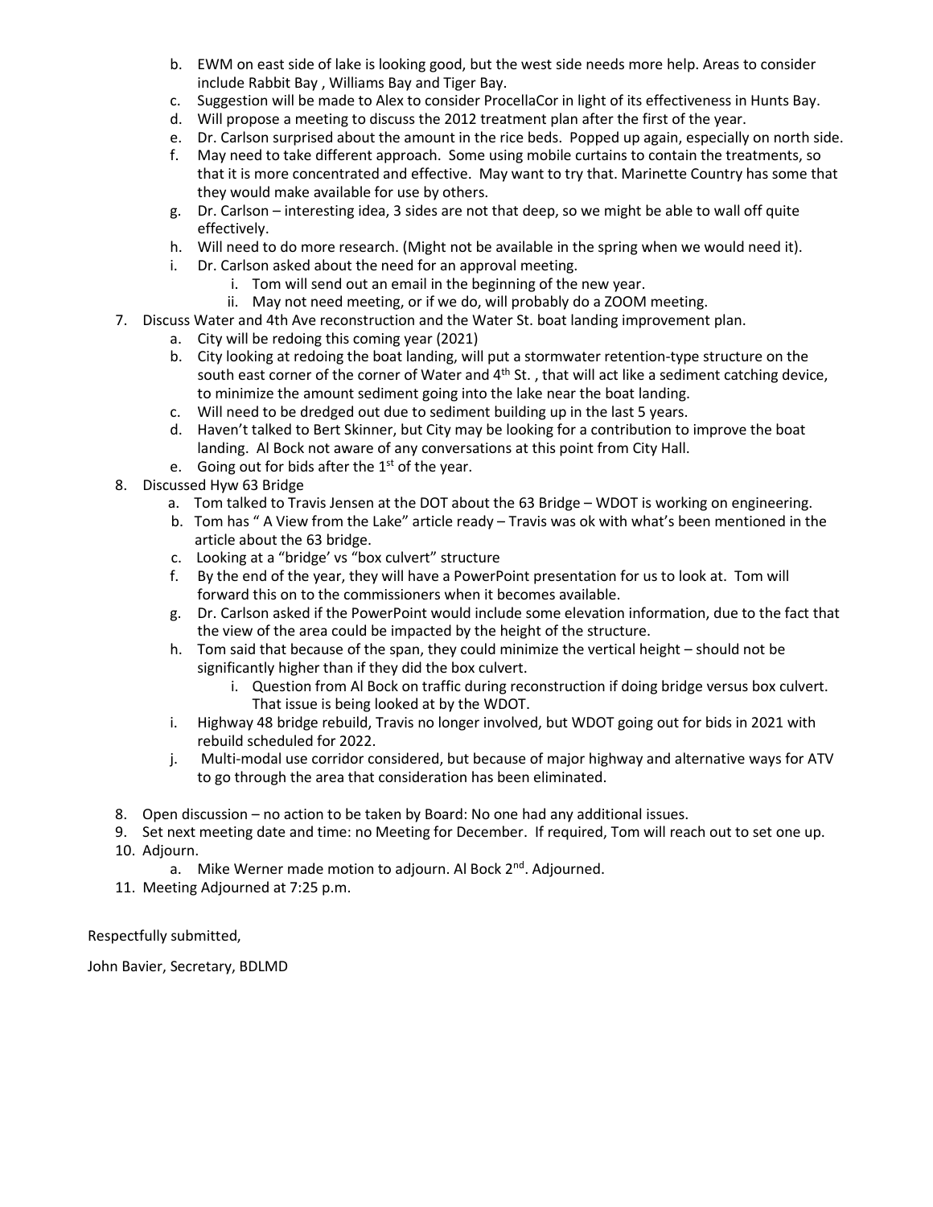b. EWM on east side of lake is looking good, but the west side needs more help. Areas to consider include Rabbit Bay , Williams Bay and Tiger Bay.
   c. Suggestion will be made to Alex to consider ProcellaCor in light of its effectiveness in Hunts Bay.
   d. Will propose a meeting to discuss the 2012 treatment plan after the first of the year.
   e. Dr. Carlson surprised about the amount in the rice beds. Popped up again, especially on north side.
   f. May need to take different approach. Some using mobile curtains to contain the treatments, so that it is more concentrated and effective. May want to try that. Marinette Country has some that they would make available for use by others.
   g. Dr. Carlson – interesting idea, 3 sides are not that deep, so we might be able to wall off quite effectively.
   h. Will need to do more research. (Might not be available in the spring when we would need it).
   i. Dr. Carlson asked about the need for an approval meeting.
      i. Tom will send out an email in the beginning of the new year.
      ii. May not need meeting, or if we do, will probably do a ZOOM meeting.

7. Discuss Water and 4th Ave reconstruction and the Water St. boat landing improvement plan.
   a. City will be redoing this coming year (2021)
   b. City looking at redoing the boat landing, will put a stormwater retention-type structure on the south east corner of the corner of Water and 4th St. , that will act like a sediment catching device, to minimize the amount sediment going into the lake near the boat landing.
   c. Will need to be dredged out due to sediment building up in the last 5 years.
   d. Haven't talked to Bert Skinner, but City may be looking for a contribution to improve the boat landing. Al Bock not aware of any conversations at this point from City Hall.
   e. Going out for bids after the 1st of the year.

8. Discussed Hyw 63 Bridge
   a. Tom talked to Travis Jensen at the DOT about the 63 Bridge – WDOT is working on engineering.
   b. Tom has " A View from the Lake" article ready – Travis was ok with what's been mentioned in the article about the 63 bridge.
   c. Looking at a "bridge' vs "box culvert" structure
   f. By the end of the year, they will have a PowerPoint presentation for us to look at. Tom will forward this on to the commissioners when it becomes available.
   g. Dr. Carlson asked if the PowerPoint would include some elevation information, due to the fact that the view of the area could be impacted by the height of the structure.
   h. Tom said that because of the span, they could minimize the vertical height – should not be significantly higher than if they did the box culvert.
      i. Question from Al Bock on traffic during reconstruction if doing bridge versus box culvert. That issue is being looked at by the WDOT.
   i. Highway 48 bridge rebuild, Travis no longer involved, but WDOT going out for bids in 2021 with rebuild scheduled for 2022.
   j. Multi-modal use corridor considered, but because of major highway and alternative ways for ATV to go through the area that consideration has been eliminated.

8. Open discussion – no action to be taken by Board: No one had any additional issues.
9. Set next meeting date and time: no Meeting for December. If required, Tom will reach out to set one up.
10. Adjourn.
    a. Mike Werner made motion to adjourn. Al Bock 2nd. Adjourned.
11. Meeting Adjourned at 7:25 p.m.

Respectfully submitted,

John Bavier, Secretary, BDLMD